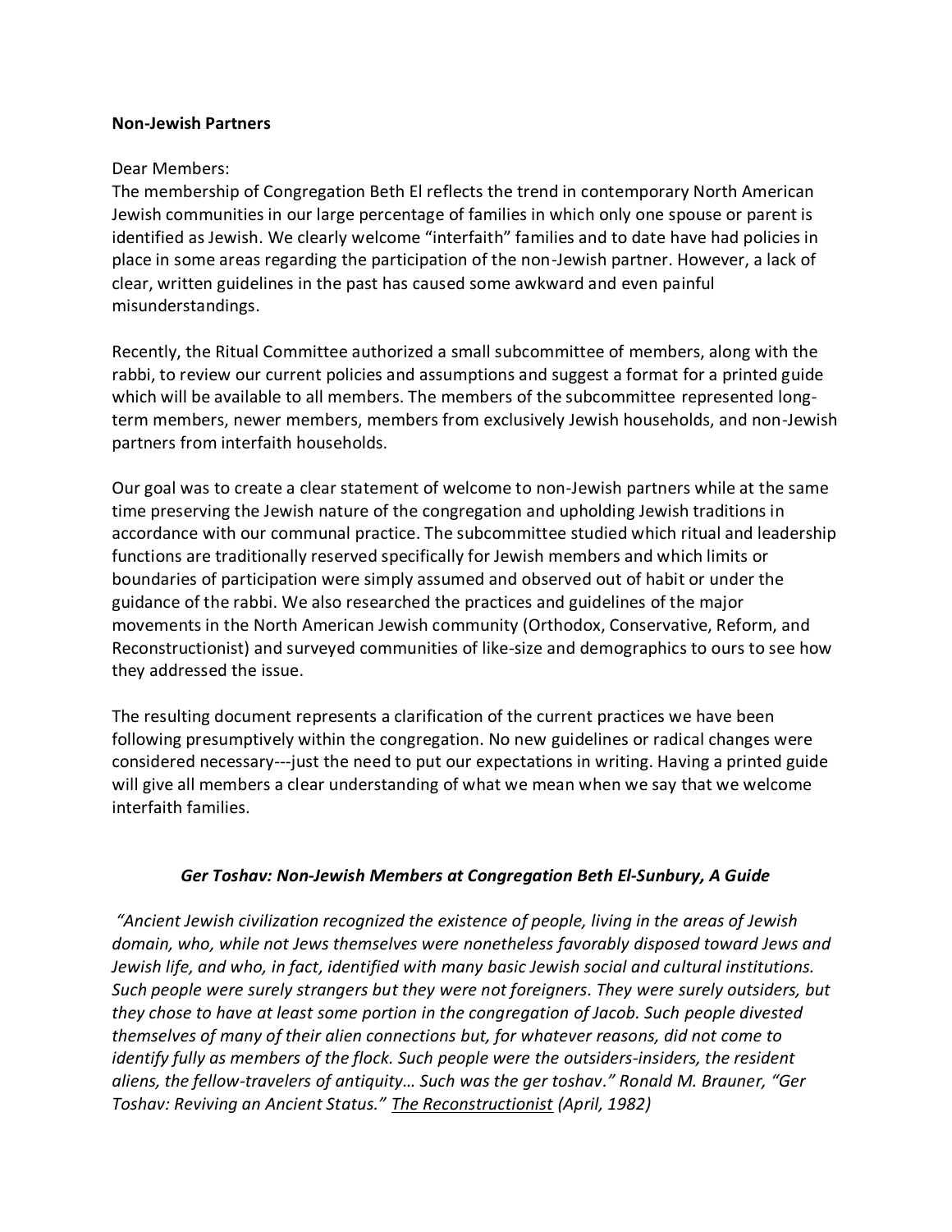**Non-Jewish Partners**

Dear Members:
The membership of Congregation Beth El reflects the trend in contemporary North American Jewish communities in our large percentage of families in which only one spouse or parent is identified as Jewish. We clearly welcome "interfaith" families and to date have had policies in place in some areas regarding the participation of the non-Jewish partner. However, a lack of clear, written guidelines in the past has caused some awkward and even painful misunderstandings.

Recently, the Ritual Committee authorized a small subcommittee of members, along with the rabbi, to review our current policies and assumptions and suggest a format for a printed guide which will be available to all members. The members of the subcommittee represented long-term members, newer members, members from exclusively Jewish households, and non-Jewish partners from interfaith households.

Our goal was to create a clear statement of welcome to non-Jewish partners while at the same time preserving the Jewish nature of the congregation and upholding Jewish traditions in accordance with our communal practice. The subcommittee studied which ritual and leadership functions are traditionally reserved specifically for Jewish members and which limits or boundaries of participation were simply assumed and observed out of habit or under the guidance of the rabbi. We also researched the practices and guidelines of the major movements in the North American Jewish community (Orthodox, Conservative, Reform, and Reconstructionist) and surveyed communities of like-size and demographics to ours to see how they addressed the issue.

The resulting document represents a clarification of the current practices we have been following presumptively within the congregation. No new guidelines or radical changes were considered necessary---just the need to put our expectations in writing. Having a printed guide will give all members a clear understanding of what we mean when we say that we welcome interfaith families.

***Ger Toshav: Non-Jewish Members at Congregation Beth El-Sunbury, A Guide***

*"Ancient Jewish civilization recognized the existence of people, living in the areas of Jewish domain, who, while not Jews themselves were nonetheless favorably disposed toward Jews and Jewish life, and who, in fact, identified with many basic Jewish social and cultural institutions. Such people were surely strangers but they were not foreigners. They were surely outsiders, but they chose to have at least some portion in the congregation of Jacob. Such people divested themselves of many of their alien connections but, for whatever reasons, did not come to identify fully as members of the flock. Such people were the outsiders-insiders, the resident aliens, the fellow-travelers of antiquity… Such was the ger toshav." Ronald M. Brauner, "Ger Toshav: Reviving an Ancient Status." The Reconstructionist (April, 1982)*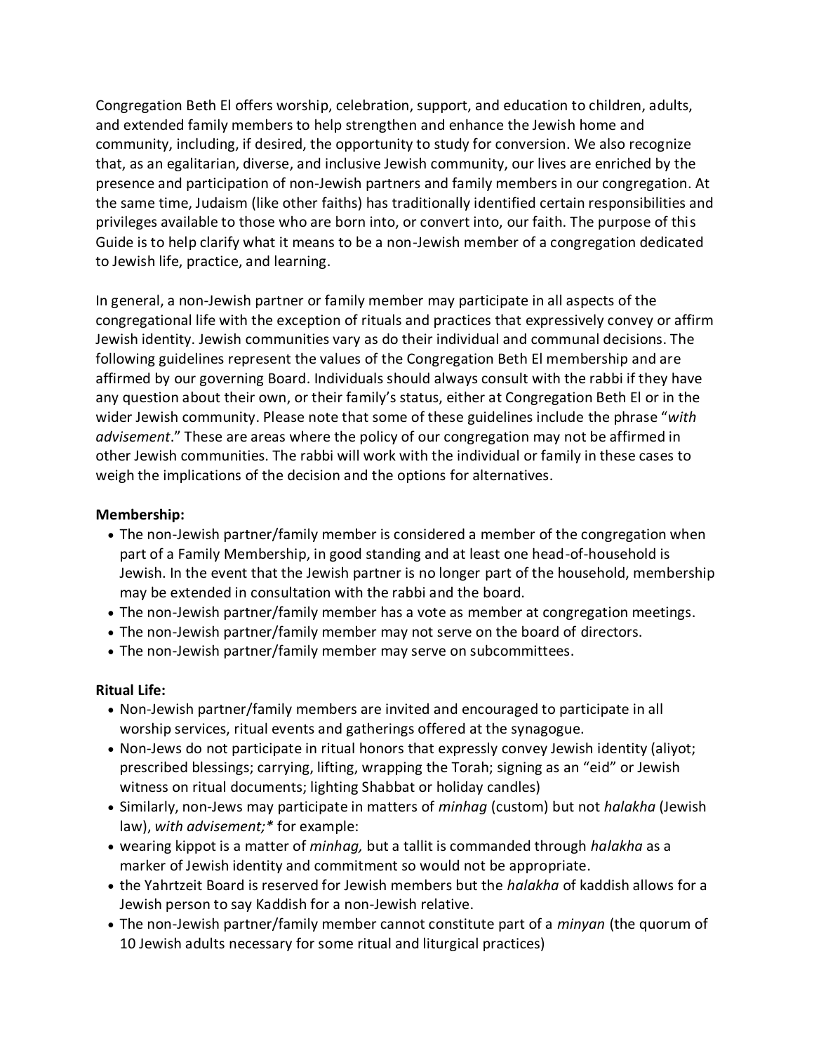Congregation Beth El offers worship, celebration, support, and education to children, adults, and extended family members to help strengthen and enhance the Jewish home and community, including, if desired, the opportunity to study for conversion. We also recognize that, as an egalitarian, diverse, and inclusive Jewish community, our lives are enriched by the presence and participation of non-Jewish partners and family members in our congregation. At the same time, Judaism (like other faiths) has traditionally identified certain responsibilities and privileges available to those who are born into, or convert into, our faith. The purpose of this Guide is to help clarify what it means to be a non-Jewish member of a congregation dedicated to Jewish life, practice, and learning.

In general, a non-Jewish partner or family member may participate in all aspects of the congregational life with the exception of rituals and practices that expressively convey or affirm Jewish identity. Jewish communities vary as do their individual and communal decisions. The following guidelines represent the values of the Congregation Beth El membership and are affirmed by our governing Board. Individuals should always consult with the rabbi if they have any question about their own, or their family's status, either at Congregation Beth El or in the wider Jewish community. Please note that some of these guidelines include the phrase "*with advisement*." These are areas where the policy of our congregation may not be affirmed in other Jewish communities. The rabbi will work with the individual or family in these cases to weigh the implications of the decision and the options for alternatives.

**Membership:**

- The non-Jewish partner/family member is considered a member of the congregation when part of a Family Membership, in good standing and at least one head-of-household is Jewish. In the event that the Jewish partner is no longer part of the household, membership may be extended in consultation with the rabbi and the board.
- The non-Jewish partner/family member has a vote as member at congregation meetings.
- The non-Jewish partner/family member may not serve on the board of directors.
- The non-Jewish partner/family member may serve on subcommittees.

**Ritual Life:**

- Non-Jewish partner/family members are invited and encouraged to participate in all worship services, ritual events and gatherings offered at the synagogue.
- Non-Jews do not participate in ritual honors that expressly convey Jewish identity (aliyot; prescribed blessings; carrying, lifting, wrapping the Torah; signing as an "eid" or Jewish witness on ritual documents; lighting Shabbat or holiday candles)
- Similarly, non-Jews may participate in matters of *minhag* (custom) but not *halakha* (Jewish law), *with advisement;** for example:
- wearing kippot is a matter of *minhag,* but a tallit is commanded through *halakha* as a marker of Jewish identity and commitment so would not be appropriate.
- the Yahrtzeit Board is reserved for Jewish members but the *halakha* of kaddish allows for a Jewish person to say Kaddish for a non-Jewish relative.
- The non-Jewish partner/family member cannot constitute part of a *minyan* (the quorum of 10 Jewish adults necessary for some ritual and liturgical practices)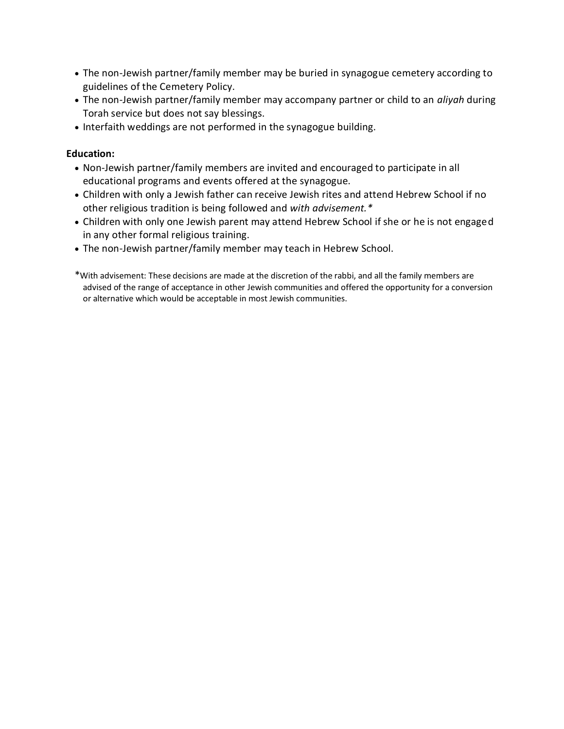- The non-Jewish partner/family member may be buried in synagogue cemetery according to guidelines of the Cemetery Policy.
- The non-Jewish partner/family member may accompany partner or child to an *aliyah* during Torah service but does not say blessings.
- Interfaith weddings are not performed in the synagogue building.

**Education:**

- Non-Jewish partner/family members are invited and encouraged to participate in all educational programs and events offered at the synagogue.
- Children with only a Jewish father can receive Jewish rites and attend Hebrew School if no other religious tradition is being followed and *with advisement.**
- Children with only one Jewish parent may attend Hebrew School if she or he is not engaged in any other formal religious training.
- The non-Jewish partner/family member may teach in Hebrew School.

*With advisement: These decisions are made at the discretion of the rabbi, and all the family members are advised of the range of acceptance in other Jewish communities and offered the opportunity for a conversion or alternative which would be acceptable in most Jewish communities.